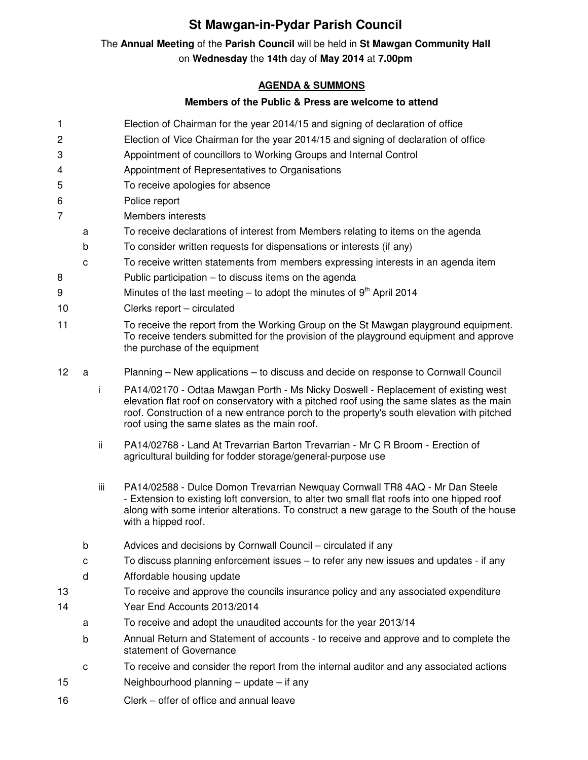# St Mawgan-in-Pydar Parish Council

The **Annual Meeting** of the **Parish Council** will be held in **St Mawgan Community Hall** on **Wednesday** the **14th** day of **May 2014** at **7.00pm**

## AGENDA & SUMMONS

**Members of the Public & Press are welcome to attend**

1. Election of Chairman for the year 2014/15 and signing of declaration of office
2. Election of Vice Chairman for the year 2014/15 and signing of declaration of office
3. Appointment of councillors to Working Groups and Internal Control
4. Appointment of Representatives to Organisations
5. To receive apologies for absence
6. Police report
7. Members interests
   - a. To receive declarations of interest from Members relating to items on the agenda
   - b. To consider written requests for dispensations or interests (if any)
   - c. To receive written statements from members expressing interests in an agenda item
8. Public participation – to discuss items on the agenda
9. Minutes of the last meeting – to adopt the minutes of 9th April 2014
10. Clerks report – circulated
11. To receive the report from the Working Group on the St Mawgan playground equipment. To receive tenders submitted for the provision of the playground equipment and approve the purchase of the equipment
12. 
   - a. Planning – New applications – to discuss and decide on response to Cornwall Council
     - i. PA14/02170 - Odtaa Mawgan Porth - Ms Nicky Doswell - Replacement of existing west elevation flat roof on conservatory with a pitched roof using the same slates as the main roof. Construction of a new entrance porch to the property's south elevation with pitched roof using the same slates as the main roof.
     - ii. PA14/02768 - Land At Trevarrian Barton Trevarrian - Mr C R Broom - Erection of agricultural building for fodder storage/general-purpose use
     - iii. PA14/02588 - Dulce Domon Trevarrian Newquay Cornwall TR8 4AQ - Mr Dan Steele - Extension to existing loft conversion, to alter two small flat roofs into one hipped roof along with some interior alterations. To construct a new garage to the South of the house with a hipped roof.
   - b. Advices and decisions by Cornwall Council – circulated if any
   - c. To discuss planning enforcement issues – to refer any new issues and updates - if any
   - d. Affordable housing update
13. To receive and approve the councils insurance policy and any associated expenditure
14. Year End Accounts 2013/2014
   - a. To receive and adopt the unaudited accounts for the year 2013/14
   - b. Annual Return and Statement of accounts - to receive and approve and to complete the statement of Governance
   - c. To receive and consider the report from the internal auditor and any associated actions
15. Neighbourhood planning – update – if any
16. Clerk – offer of office and annual leave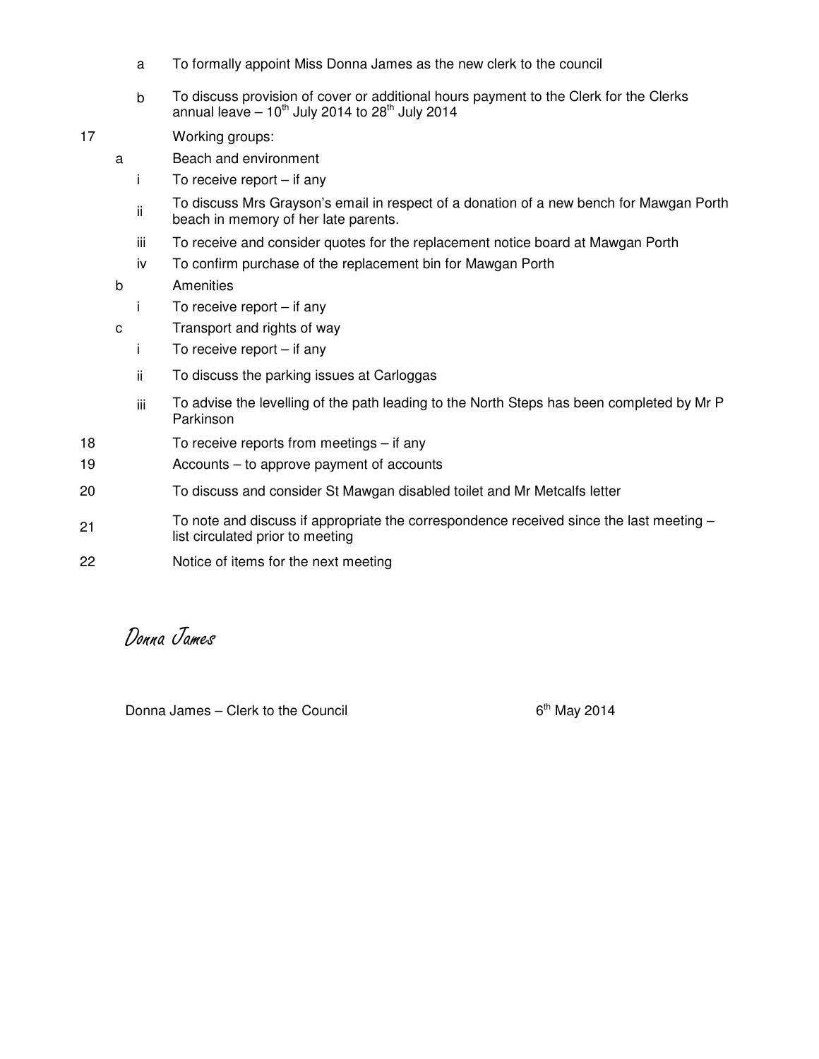- a To formally appoint Miss Donna James as the new clerk to the council
- b To discuss provision of cover or additional hours payment to the Clerk for the Clerks annual leave – 10th July 2014 to 28th July 2014

17 Working groups:

- a Beach and environment
  - i To receive report – if any
  - ii To discuss Mrs Grayson's email in respect of a donation of a new bench for Mawgan Porth beach in memory of her late parents.
  - iii To receive and consider quotes for the replacement notice board at Mawgan Porth
  - iv To confirm purchase of the replacement bin for Mawgan Porth
- b Amenities
  - i To receive report – if any
- c Transport and rights of way
  - i To receive report – if any
  - ii To discuss the parking issues at Carloggas
  - iii To advise the levelling of the path leading to the North Steps has been completed by Mr P Parkinson

18 To receive reports from meetings – if any

19 Accounts – to approve payment of accounts

20 To discuss and consider St Mawgan disabled toilet and Mr Metcalfs letter

21 To note and discuss if appropriate the correspondence received since the last meeting – list circulated prior to meeting

22 Notice of items for the next meeting

*Donna James*

Donna James – Clerk to the Council 6th May 2014